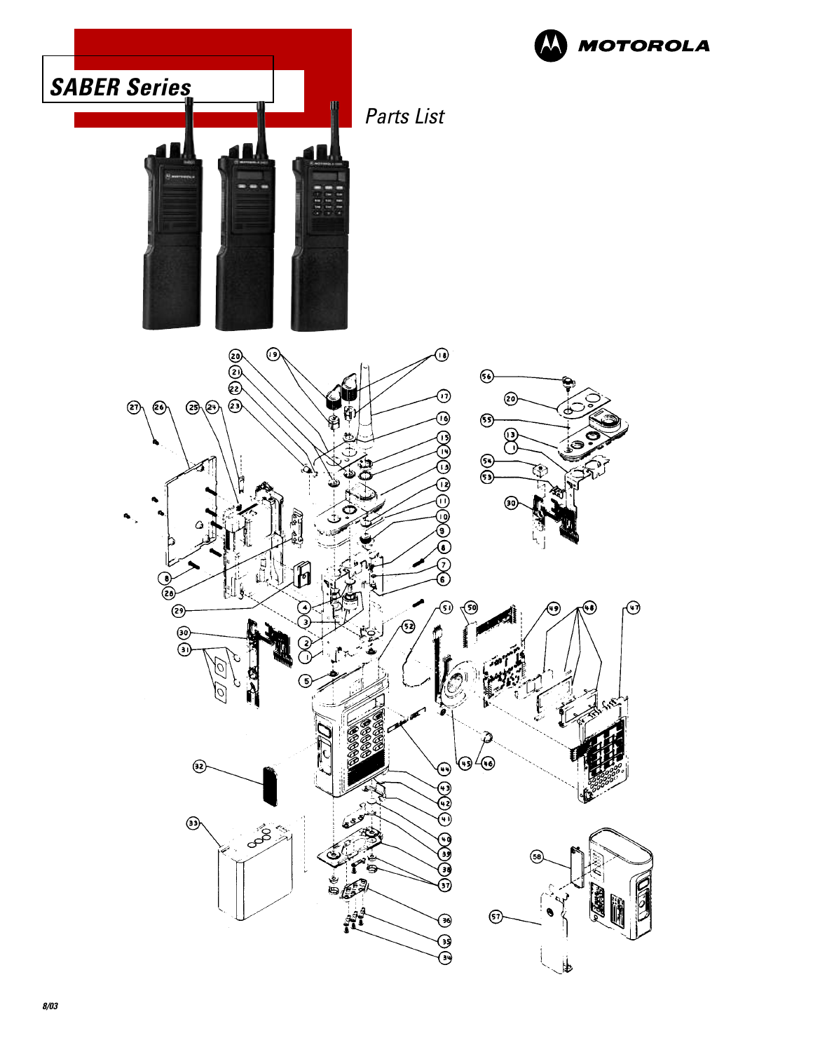# SABER Series

MOTOROLA

*Parts List*

8/03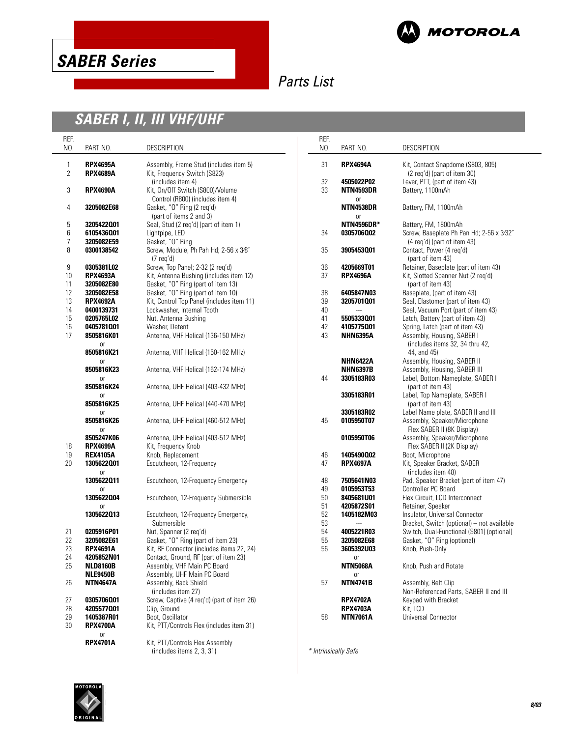# SABER Series

## Parts List

## SABER I, II, III VHF/UHF

| REF. NO. | PART NO. | DESCRIPTION |
|---|---|---|
| 1 | **RPX4695A** | Assembly, Frame Stud (includes item 5) |
| 2 | **RPX4689A** | Kit, Frequency Switch (S823) (includes item 4) |
| 3 | **RPX4690A** | Kit, On/Off Switch (S800)/Volume Control (R800) (includes item 4) |
| 4 | **3205082E68** | Gasket, "O" Ring (2 req'd) (part of items 2 and 3) |
| 5 | **3205422Q01** | Seal, Stud (2 req'd) (part of item 1) |
| 6 | **6105436Q01** | Lightpipe, LED |
| 7 | **3205082E59** | Gasket, "O" Ring |
| 8 | **0300138542** | Screw, Module, Ph Pah Hd; 2-56 x 3⁄8″ (7 req'd) |
| 9 | **0305381L02** | Screw, Top Panel; 2-32 (2 req'd) |
| 10 | **RPX4693A** | Kit, Antenna Bushing (includes item 12) |
| 11 | **3205082E80** | Gasket, "O" Ring (part of item 13) |
| 12 | **3205082E58** | Gasket, "O" Ring (part of item 10) |
| 13 | **RPX4692A** | Kit, Control Top Panel (includes item 11) |
| 14 | **0400139731** | Lockwasher, Internal Tooth |
| 15 | **0205765L02** | Nut, Antenna Bushing |
| 16 | **0405781Q01** | Washer, Detent |
| 17 | **8505816K01** | Antenna, VHF Helical (136-150 MHz) |
| | or | |
| | **8505816K21** | Antenna, VHF Helical (150-162 MHz) |
| | or | |
| | **8505816K23** | Antenna, VHF Helical (162-174 MHz) |
| | or | |
| | **8505816K24** | Antenna, UHF Helical (403-432 MHz) |
| | or | |
| | **8505816K25** | Antenna, UHF Helical (440-470 MHz) |
| | or | |
| | **8505816K26** | Antenna, UHF Helical (460-512 MHz) |
| | or | |
| | **8505247K06** | Antenna, UHF Helical (403-512 MHz) |
| 18 | **RPX4699A** | Kit, Frequency Knob |
| 19 | **REX4105A** | Knob, Replacement |
| 20 | **1305622Q01** | Escutcheon, 12-Frequency |
| | or | |
| | **1305622Q11** | Escutcheon, 12-Frequency Emergency |
| | or | |
| | **1305622Q04** | Escutcheon, 12-Frequency Submersible |
| | or | |
| | **1305622Q13** | Escutcheon, 12-Frequency Emergency, Submersible |
| 21 | **0205916P01** | Nut, Spanner (2 req'd) |
| 22 | **3205082E61** | Gasket, "O" Ring (part of item 23) |
| 23 | **RPX4691A** | Kit, RF Connector (includes items 22, 24) |
| 24 | **4205852N01** | Contact, Ground, RF (part of item 23) |
| 25 | **NLD8160B** | Assembly, VHF Main PC Board |
| | **NLE9450B** | Assembly, UHF Main PC Board |
| 26 | **NTN4647A** | Assembly, Back Shield (includes item 27) |
| 27 | **0305706Q01** | Screw, Captive (4 req'd) (part of item 26) |
| 28 | **4205577Q01** | Clip, Ground |
| 29 | **1405387R01** | Boot, Oscillator |
| 30 | **RPX4700A** | Kit, PTT/Controls Flex (includes item 31) |
| | or | |
| | **RPX4701A** | Kit, PTT/Controls Flex Assembly (includes items 2, 3, 31) |
| 31 | **RPX4694A** | Kit, Contact Snapdome (S803, 805) (2 req'd) (part of item 30) |
| 32 | **4505022P02** | Lever, PTT, (part of item 43) |
| 33 | **NTN4593DR** | Battery, 1100mAh |
| | or | |
| | **NTN4538DR** | Battery, FM, 1100mAh |
| | or | |
| | **NTN4596DR*** | Battery, FM, 1800mAh |
| 34 | **0305706Q02** | Screw, Baseplate Ph Pan Hd; 2-56 x 3⁄32″ (4 req'd) (part of item 43) |
| 35 | **3905453Q01** | Contact, Power (4 req'd) (part of item 43) |
| 36 | **4205669T01** | Retainer, Baseplate (part of item 43) |
| 37 | **RPX4696A** | Kit, Slotted Spanner Nut (2 req'd) (part of item 43) |
| 38 | **6405847N03** | Baseplate, (part of item 43) |
| 39 | **3205701Q01** | Seal, Elastomer (part of item 43) |
| 40 | --- | Seal, Vacuum Port (part of item 43) |
| 41 | **5505333Q01** | Latch, Battery (part of item 43) |
| 42 | **4105775Q01** | Spring, Latch (part of item 43) |
| 43 | **NHN6395A** | Assembly, Housing, SABER I (includes items 32, 34 thru 42, 44, and 45) |
| | **NHN6422A** | Assembly, Housing, SABER II |
| | **NHN6397B** | Assembly, Housing, SABER III |
| 44 | **3305183R03** | Label, Bottom Nameplate, SABER I (part of item 43) |
| | **3305183R01** | Label, Top Nameplate, SABER I (part of item 43) |
| | **3305183R02** | Label Name plate, SABER II and III |
| 45 | **0105950T07** | Assembly, Speaker/Microphone Flex SABER II (8K Display) |
| | **0105950T06** | Assembly, Speaker/Microphone Flex SABER II (2K Display) |
| 46 | **1405490Q02** | Boot, Microphone |
| 47 | **RPX4697A** | Kit, Speaker Bracket, SABER (includes item 48) |
| 48 | **7505641N03** | Pad, Speaker Bracket (part of item 47) |
| 49 | **0105953T53** | Controller PC Board |
| 50 | **8405681U01** | Flex Circuit, LCD Interconnect |
| 51 | **4205872S01** | Retainer, Speaker |
| 52 | **1405182M03** | Insulator, Universal Connector |
| 53 | --- | Bracket, Switch (optional) – not available |
| 54 | **4005221R03** | Switch, Dual-Functional (S801) (optional) |
| 55 | **3205082E68** | Gasket, "O" Ring (optional) |
| 56 | **3605392U03** | Knob, Push-Only |
| | or | |
| | **NTN5068A** | Knob, Push and Rotate |
| | or | |
| 57 | **NTN4741B** | Assembly, Belt Clip |
| | | Non-Referenced Parts, SABER II and III |
| | **RPX4702A** | Keypad with Bracket |
| | **RPX4703A** | Kit, LCD |
| 58 | **NTN7061A** | Universal Connector |

*\* Intrinsically Safe*

8/03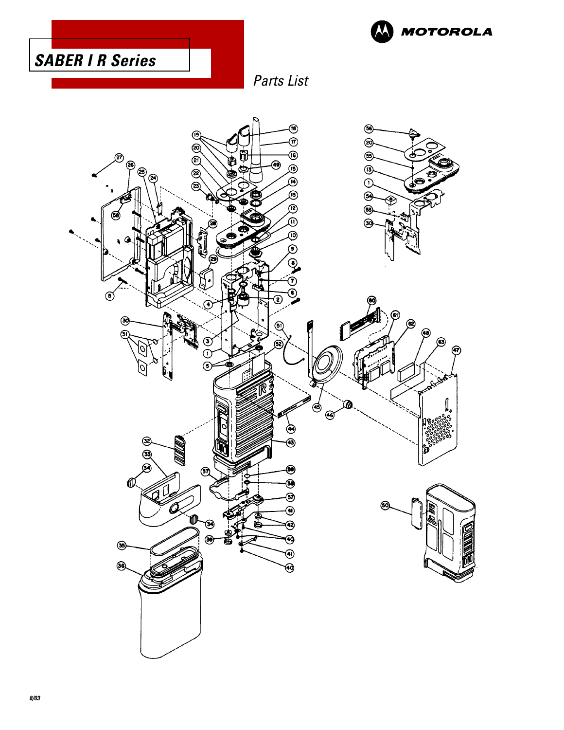# SABER I R Series

*Parts List*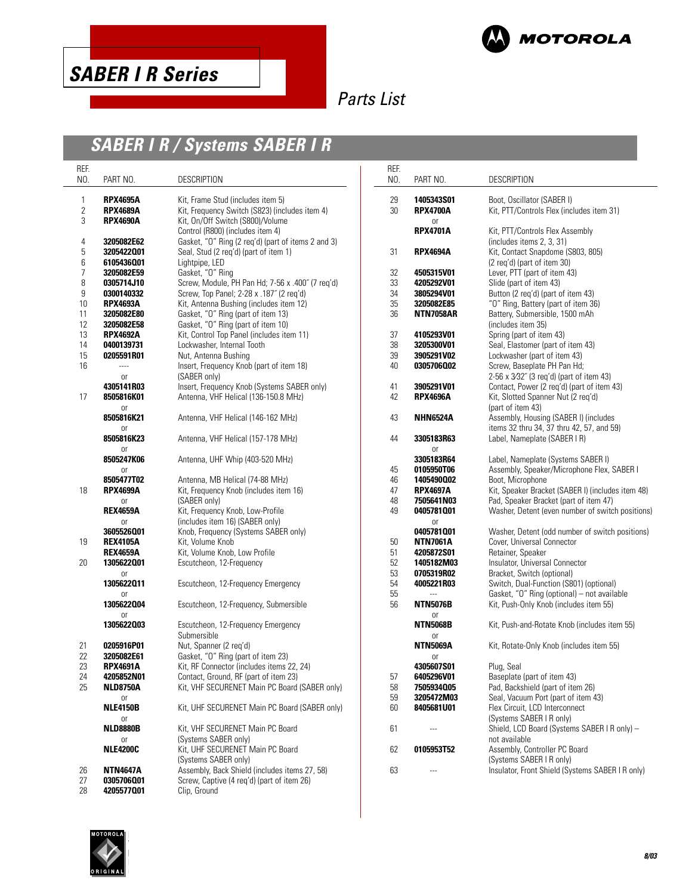# SABER I R Series

## Parts List

## SABER I R / Systems SABER I R

| REF. NO. | PART NO. | DESCRIPTION |
|---|---|---|
| 1 | **RPX4695A** | Kit, Frame Stud (includes item 5) |
| 2 | **RPX4689A** | Kit, Frequency Switch (S823) (includes item 4) |
| 3 | **RPX4690A** | Kit, On/Off Switch (S800)/Volume Control (R800) (includes item 4) |
| 4 | **3205082E62** | Gasket, "O" Ring (2 req'd) (part of items 2 and 3) |
| 5 | **3205422Q01** | Seal, Stud (2 req'd) (part of item 1) |
| 6 | **6105436Q01** | Lightpipe, LED |
| 7 | **3205082E59** | Gasket, "O" Ring |
| 8 | **0305714J10** | Screw, Module, PH Pan Hd; 7-56 x .400" (7 req'd) |
| 9 | **0300140332** | Screw, Top Panel; 2-28 x .187" (2 req'd) |
| 10 | **RPX4693A** | Kit, Antenna Bushing (includes item 12) |
| 11 | **3205082E80** | Gasket, "O" Ring (part of item 13) |
| 12 | **3205082E58** | Gasket, "O" Ring (part of item 10) |
| 13 | **RPX4692A** | Kit, Control Top Panel (includes item 11) |
| 14 | **0400139731** | Lockwasher, Internal Tooth |
| 15 | **0205591R01** | Nut, Antenna Bushing |
| 16 | ---- | Insert, Frequency Knob (part of item 18) (SABER only) |
| | or | |
| | **4305141R03** | Insert, Frequency Knob (Systems SABER only) |
| 17 | **8505816K01** | Antenna, VHF Helical (136-150.8 MHz) |
| | or | |
| | **8505816K21** | Antenna, VHF Helical (146-162 MHz) |
| | or | |
| | **8505816K23** | Antenna, VHF Helical (157-178 MHz) |
| | or | |
| | **8505247K06** | Antenna, UHF Whip (403-520 MHz) |
| | or | |
| | **8505477T02** | Antenna, MB Helical (74-88 MHz) |
| 18 | **RPX4699A** | Kit, Frequency Knob (includes item 16) |
| | or | (SABER only) |
| | **REX4659A** | Kit, Frequency Knob, Low-Profile |
| | or | (includes item 16) (SABER only) |
| | **3605526Q01** | Knob, Frequency (Systems SABER only) |
| 19 | **REX4105A** | Kit, Volume Knob |
| | **REX4659A** | Kit, Volume Knob, Low Profile |
| 20 | **1305622Q01** | Escutcheon, 12-Frequency |
| | or | |
| | **1305622Q11** | Escutcheon, 12-Frequency Emergency |
| | or | |
| | **1305622Q04** | Escutcheon, 12-Frequency, Submersible |
| | or | |
| | **1305622Q03** | Escutcheon, 12-Frequency Emergency Submersible |
| 21 | **0205916P01** | Nut, Spanner (2 req'd) |
| 22 | **3205082E61** | Gasket, "O" Ring (part of item 23) |
| 23 | **RPX4691A** | Kit, RF Connector (includes items 22, 24) |
| 24 | **4205852N01** | Contact, Ground, RF (part of item 23) |
| 25 | **NLD8750A** | Kit, VHF SECURENET Main PC Board (SABER only) |
| | or | |
| | **NLE4150B** | Kit, UHF SECURENET Main PC Board (SABER only) |
| | or | |
| | **NLD8880B** | Kit, VHF SECURENET Main PC Board |
| | or | (Systems SABER only) |
| | **NLE4200C** | Kit, UHF SECURENET Main PC Board (Systems SABER only) |
| 26 | **NTN4647A** | Assembly, Back Shield (includes items 27, 58) |
| 27 | **0305706Q01** | Screw, Captive (4 req'd) (part of item 26) |
| 28 | **4205577Q01** | Clip, Ground |
| 29 | **1405343S01** | Boot, Oscillator (SABER I) |
| 30 | **RPX4700A** | Kit, PTT/Controls Flex (includes item 31) |
| | or | |
| | **RPX4701A** | Kit, PTT/Controls Flex Assembly (includes items 2, 3, 31) |
| 31 | **RPX4694A** | Kit, Contact Snapdome (S803, 805) (2 req'd) (part of item 30) |
| 32 | **4505315V01** | Lever, PTT (part of item 43) |
| 33 | **4205292V01** | Slide (part of item 43) |
| 34 | **3805294V01** | Button (2 req'd) (part of item 43) |
| 35 | **3205082E85** | "O" Ring, Battery (part of item 36) |
| 36 | **NTN7058AR** | Battery, Submersible, 1500 mAh (includes item 35) |
| 37 | **4105293V01** | Spring (part of item 43) |
| 38 | **3205300V01** | Seal, Elastomer (part of item 43) |
| 39 | **3905291V02** | Lockwasher (part of item 43) |
| 40 | **0305706Q02** | Screw, Baseplate PH Pan Hd; 2-56 x 3⁄32" (3 req'd) (part of item 43) |
| 41 | **3905291V01** | Contact, Power (2 req'd) (part of item 43) |
| 42 | **RPX4696A** | Kit, Slotted Spanner Nut (2 req'd) (part of item 43) |
| 43 | **NHN6524A** | Assembly, Housing (SABER I) (includes items 32 thru 34, 37 thru 42, 57, and 59) |
| 44 | **3305183R63** | Label, Nameplate (SABER I R) |
| | or | |
| | **3305183R64** | Label, Nameplate (Systems SABER I) |
| 45 | **0105950T06** | Assembly, Speaker/Microphone Flex, SABER I |
| 46 | **1405490Q02** | Boot, Microphone |
| 47 | **RPX4697A** | Kit, Speaker Bracket (SABER I) (includes item 48) |
| 48 | **7505641N03** | Pad, Speaker Bracket (part of item 47) |
| 49 | **0405781Q01** | Washer, Detent (even number of switch positions) |
| | or | |
| | **0405781Q01** | Washer, Detent (odd number of switch positions) |
| 50 | **NTN7061A** | Cover, Universal Connector |
| 51 | **4205872S01** | Retainer, Speaker |
| 52 | **1405182M03** | Insulator, Universal Connector |
| 53 | **0705319R02** | Bracket, Switch (optional) |
| 54 | **4005221R03** | Switch, Dual-Function (S801) (optional) |
| 55 | --- | Gasket, "O" Ring (optional) – not available |
| 56 | **NTN5076B** | Kit, Push-Only Knob (includes item 55) |
| | or | |
| | **NTN5068B** | Kit, Push-and-Rotate Knob (includes item 55) |
| | or | |
| | **NTN5069A** | Kit, Rotate-Only Knob (includes item 55) |
| | or | |
| | **4305607S01** | Plug, Seal |
| 57 | **6405296V01** | Baseplate (part of item 43) |
| 58 | **7505934Q05** | Pad, Backshield (part of item 26) |
| 59 | **3205472M03** | Seal, Vacuum Port (part of item 43) |
| 60 | **8405681U01** | Flex Circuit, LCD Interconnect (Systems SABER I R only) |
| 61 | --- | Shield, LCD Board (Systems SABER I R only) – not available |
| 62 | **0105953T52** | Assembly, Controller PC Board (Systems SABER I R only) |
| 63 | --- | Insulator, Front Shield (Systems SABER I R only) |

8/03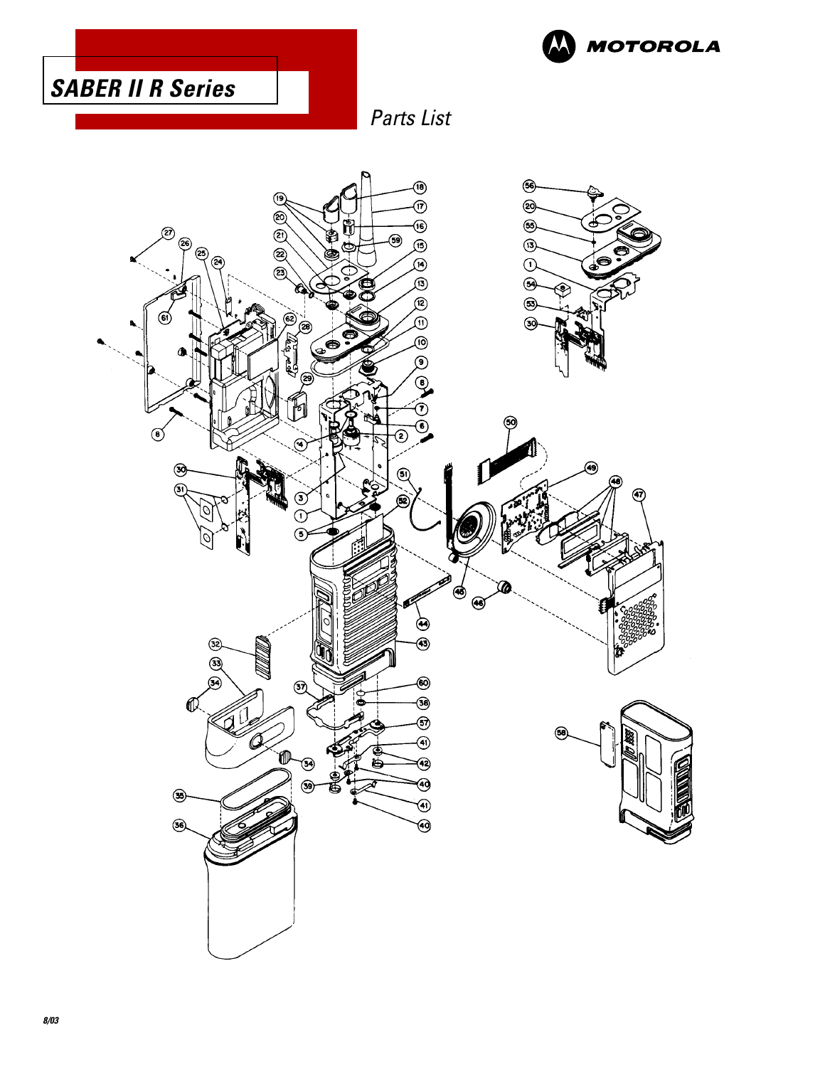# SABER II R Series

## Parts List

8/03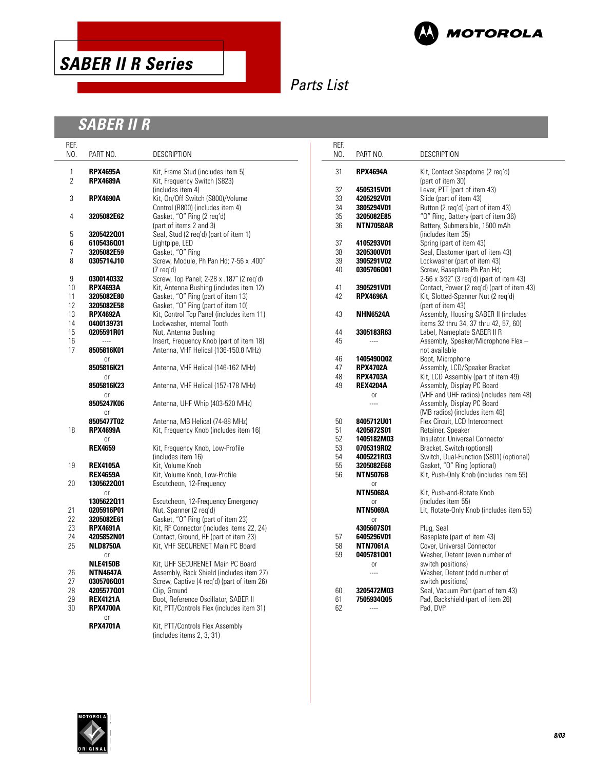# SABER II R Series

## Parts List

## SABER II R

| REF. NO. | PART NO. | DESCRIPTION |
|---|---|---|
| 1 | **RPX4695A** | Kit, Frame Stud (includes item 5) |
| 2 | **RPX4689A** | Kit, Frequency Switch (S823) (includes item 4) |
| 3 | **RPX4690A** | Kit, On/Off Switch (S800)/Volume Control (R800) (includes item 4) |
| 4 | **3205082E62** | Gasket, "O" Ring (2 req'd) (part of items 2 and 3) |
| 5 | **3205422Q01** | Seal, Stud (2 req'd) (part of item 1) |
| 6 | **6105436Q01** | Lightpipe, LED |
| 7 | **3205082E59** | Gasket, "O" Ring |
| 8 | **0305714J10** | Screw, Module, Ph Pan Hd; 7-56 x .400" (7 req'd) |
| 9 | **0300140332** | Screw, Top Panel; 2-28 x .187" (2 req'd) |
| 10 | **RPX4693A** | Kit, Antenna Bushing (includes item 12) |
| 11 | **3205082E80** | Gasket, "O" Ring (part of item 13) |
| 12 | **3205082E58** | Gasket, "O" Ring (part of item 10) |
| 13 | **RPX4692A** | Kit, Control Top Panel (includes item 11) |
| 14 | **0400139731** | Lockwasher, Internal Tooth |
| 15 | **0205591R01** | Nut, Antenna Bushing |
| 16 | ---- | Insert, Frequency Knob (part of item 18) |
| 17 | **8505816K01** | Antenna, VHF Helical (136-150.8 MHz) |
| | or | |
| | **8505816K21** | Antenna, VHF Helical (146-162 MHz) |
| | or | |
| | **8505816K23** | Antenna, VHF Helical (157-178 MHz) |
| | or | |
| | **8505247K06** | Antenna, UHF Whip (403-520 MHz) |
| | or | |
| | **8505477T02** | Antenna, MB Helical (74-88 MHz) |
| 18 | **RPX4699A** | Kit, Frequency Knob (includes item 16) |
| | or | |
| | **REX4659** | Kit, Frequency Knob, Low-Profile (includes item 16) |
| 19 | **REX4105A** | Kit, Volume Knob |
| | **REX4659A** | Kit, Volume Knob, Low-Profile |
| 20 | **1305622Q01** | Escutcheon, 12-Frequency |
| | or | |
| | **1305622Q11** | Escutcheon, 12-Frequency Emergency |
| 21 | **0205916P01** | Nut, Spanner (2 req'd) |
| 22 | **3205082E61** | Gasket, "O" Ring (part of item 23) |
| 23 | **RPX4691A** | Kit, RF Connector (includes items 22, 24) |
| 24 | **4205852N01** | Contact, Ground, RF (part of item 23) |
| 25 | **NLD8750A** | Kit, VHF SECURENET Main PC Board |
| | or | |
| | **NLE4150B** | Kit, UHF SECURENET Main PC Board |
| 26 | **NTN4647A** | Assembly, Back Shield (includes item 27) |
| 27 | **0305706Q01** | Screw, Captive (4 req'd) (part of item 26) |
| 28 | **4205577Q01** | Clip, Ground |
| 29 | **REX4121A** | Boot, Reference Oscillator, SABER II |
| 30 | **RPX4700A** | Kit, PTT/Controls Flex (includes item 31) |
| | or | |
| | **RPX4701A** | Kit, PTT/Controls Flex Assembly (includes items 2, 3, 31) |
| 31 | **RPX4694A** | Kit, Contact Snapdome (2 req'd) (part of item 30) |
| 32 | **4505315V01** | Lever, PTT (part of item 43) |
| 33 | **4205292V01** | Slide (part of item 43) |
| 34 | **3805294V01** | Button (2 req'd) (part of item 43) |
| 35 | **3205082E85** | "O" Ring, Battery (part of item 36) |
| 36 | **NTN7058AR** | Battery, Submersible, 1500 mAh (includes item 35) |
| 37 | **4105293V01** | Spring (part of item 43) |
| 38 | **3205300V01** | Seal, Elastomer (part of item 43) |
| 39 | **3905291V02** | Lockwasher (part of item 43) |
| 40 | **0305706Q01** | Screw, Baseplate Ph Pan Hd; 2-56 x 3⁄32" (3 req'd) (part of item 43) |
| 41 | **3905291V01** | Contact, Power (2 req'd) (part of item 43) |
| 42 | **RPX4696A** | Kit, Slotted-Spanner Nut (2 req'd) (part of item 43) |
| 43 | **NHN6524A** | Assembly, Housing SABER II (includes items 32 thru 34, 37 thru 42, 57, 60) |
| 44 | **3305183R63** | Label, Nameplate SABER II R |
| 45 | ---- | Assembly, Speaker/Microphone Flex – not available |
| 46 | **1405490Q02** | Boot, Microphone |
| 47 | **RPX4702A** | Assembly, LCD/Speaker Bracket |
| 48 | **RPX4703A** | Kit, LCD Assembly (part of item 49) |
| 49 | **REX4204A** | Assembly, Display PC Board (VHF and UHF radios) (includes item 48) |
| | or | |
| | ---- | Assembly, Display PC Board (MB radios) (includes item 48) |
| 50 | **8405712U01** | Flex Circuit, LCD Interconnect |
| 51 | **4205872S01** | Retainer, Speaker |
| 52 | **1405182M03** | Insulator, Universal Connector |
| 53 | **0705319R02** | Bracket, Switch (optional) |
| 54 | **4005221R03** | Switch, Dual-Function (S801) (optional) |
| 55 | **3205082E68** | Gasket, "O" Ring (optional) |
| 56 | **NTN5076B** | Kit, Push-Only Knob (includes item 55) |
| | or | |
| | **NTN5068A** | Kit, Push-and-Rotate Knob (includes item 55) |
| | or | |
| | **NTN5069A** | Lit, Rotate-Only Knob (includes item 55) |
| | or | |
| | **4305607S01** | Plug, Seal |
| 57 | **6405296V01** | Baseplate (part of item 43) |
| 58 | **NTN7061A** | Cover, Universal Connector |
| 59 | **0405781Q01** | Washer, Detent (even number of switch positions) |
| | or | |
| | ---- | Washer, Detent (odd number of switch positions) |
| 60 | **3205472M03** | Seal, Vacuum Port (part of tem 43) |
| 61 | **7505934Q05** | Pad, Backshield (part of item 26) |
| 62 | ---- | Pad, DVP |

8/03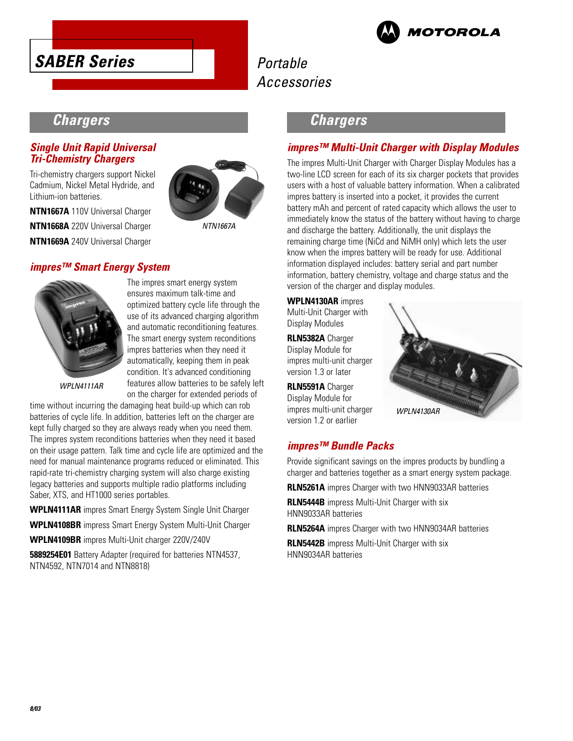# SABER Series

Portable Accessories

## Chargers

### Single Unit Rapid Universal Tri-Chemistry Chargers

Tri-chemistry chargers support Nickel Cadmium, Nickel Metal Hydride, and Lithium-ion batteries.

**NTN1667A** 110V Universal Charger

**NTN1668A** 220V Universal Charger

**NTN1669A** 240V Universal Charger

NTN1667A

### impres™ Smart Energy System

WPLN4111AR

The impres smart energy system ensures maximum talk-time and optimized battery cycle life through the use of its advanced charging algorithm and automatic reconditioning features. The smart energy system reconditions impres batteries when they need it automatically, keeping them in peak condition. It's advanced conditioning features allow batteries to be safely left on the charger for extended periods of time without incurring the damaging heat build-up which can rob batteries of cycle life. In addition, batteries left on the charger are kept fully charged so they are always ready when you need them. The impres system reconditions batteries when they need it based on their usage pattern. Talk time and cycle life are optimized and the need for manual maintenance programs reduced or eliminated. This rapid-rate tri-chemistry charging system will also charge existing legacy batteries and supports multiple radio platforms including Saber, XTS, and HT1000 series portables.

**WPLN4111AR** impres Smart Energy System Single Unit Charger

**WPLN4108BR** impress Smart Energy System Multi-Unit Charger

**WPLN4109BR** impres Multi-Unit charger 220V/240V

**5889254E01** Battery Adapter (required for batteries NTN4537, NTN4592, NTN7014 and NTN8818)

## Chargers

### impres™ Multi-Unit Charger with Display Modules

The impres Multi-Unit Charger with Charger Display Modules has a two-line LCD screen for each of its six charger pockets that provides users with a host of valuable battery information. When a calibrated impres battery is inserted into a pocket, it provides the current battery mAh and percent of rated capacity which allows the user to immediately know the status of the battery without having to charge and discharge the battery. Additionally, the unit displays the remaining charge time (NiCd and NiMH only) which lets the user know when the impres battery will be ready for use. Additional information displayed includes: battery serial and part number information, battery chemistry, voltage and charge status and the version of the charger and display modules.

**WPLN4130AR** impres Multi-Unit Charger with Display Modules

**RLN5382A** Charger Display Module for impres multi-unit charger version 1.3 or later

**RLN5591A** Charger Display Module for impres multi-unit charger version 1.2 or earlier

WPLN4130AR

### impres™ Bundle Packs

Provide significant savings on the impres products by bundling a charger and batteries together as a smart energy system package.

**RLN5261A** impres Charger with two HNN9033AR batteries

**RLN5444B** impress Multi-Unit Charger with six HNN9033AR batteries

**RLN5264A** impres Charger with two HNN9034AR batteries

**RLN5442B** impress Multi-Unit Charger with six HNN9034AR batteries

8/03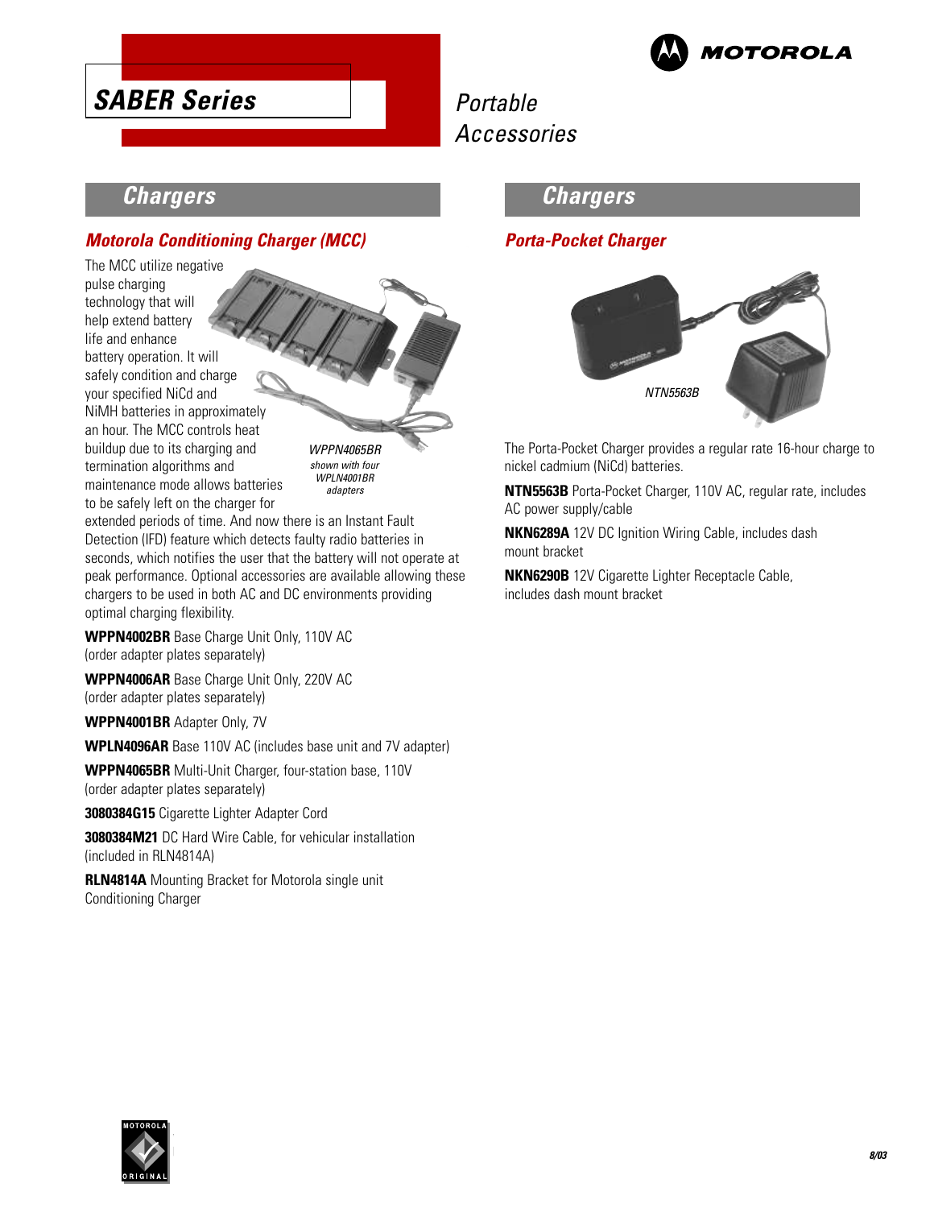# SABER Series

Portable Accessories

## Chargers

### Motorola Conditioning Charger (MCC)

The MCC utilize negative pulse charging technology that will help extend battery life and enhance battery operation. It will safely condition and charge your specified NiCd and NiMH batteries in approximately an hour. The MCC controls heat buildup due to its charging and termination algorithms and maintenance mode allows batteries to be safely left on the charger for extended periods of time. And now there is an Instant Fault Detection (IFD) feature which detects faulty radio batteries in seconds, which notifies the user that the battery will not operate at peak performance. Optional accessories are available allowing these chargers to be used in both AC and DC environments providing optimal charging flexibility.

*WPPN4065BR shown with four WPLN4001BR adapters*

**WPPN4002BR** Base Charge Unit Only, 110V AC (order adapter plates separately)

**WPPN4006AR** Base Charge Unit Only, 220V AC (order adapter plates separately)

**WPPN4001BR** Adapter Only, 7V

**WPLN4096AR** Base 110V AC (includes base unit and 7V adapter)

**WPPN4065BR** Multi-Unit Charger, four-station base, 110V (order adapter plates separately)

**3080384G15** Cigarette Lighter Adapter Cord

**3080384M21** DC Hard Wire Cable, for vehicular installation (included in RLN4814A)

**RLN4814A** Mounting Bracket for Motorola single unit Conditioning Charger

## Chargers

### Porta-Pocket Charger

*NTN5563B*

The Porta-Pocket Charger provides a regular rate 16-hour charge to nickel cadmium (NiCd) batteries.

**NTN5563B** Porta-Pocket Charger, 110V AC, regular rate, includes AC power supply/cable

**NKN6289A** 12V DC Ignition Wiring Cable, includes dash mount bracket

**NKN6290B** 12V Cigarette Lighter Receptacle Cable, includes dash mount bracket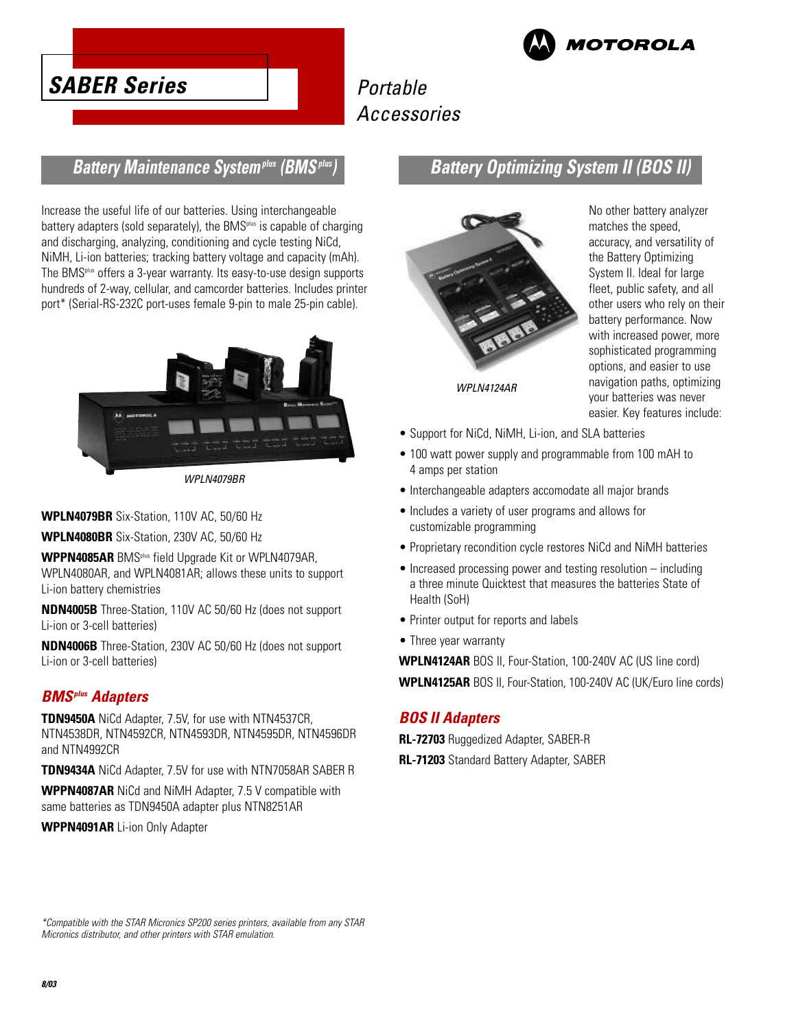# SABER Series

*Portable Accessories*

MOTOROLA

## Battery Maintenance System[plus] (BMS[plus])

Increase the useful life of our batteries. Using interchangeable battery adapters (sold separately), the BMS[plus] is capable of charging and discharging, analyzing, conditioning and cycle testing NiCd, NiMH, Li-ion batteries; tracking battery voltage and capacity (mAh). The BMS[plus] offers a 3-year warranty. Its easy-to-use design supports hundreds of 2-way, cellular, and camcorder batteries. Includes printer port* (Serial-RS-232C port-uses female 9-pin to male 25-pin cable).

*WPLN4079BR*

**WPLN4079BR** Six-Station, 110V AC, 50/60 Hz

**WPLN4080BR** Six-Station, 230V AC, 50/60 Hz

**WPPN4085AR** BMS[plus] field Upgrade Kit or WPLN4079AR, WPLN4080AR, and WPLN4081AR; allows these units to support Li-ion battery chemistries

**NDN4005B** Three-Station, 110V AC 50/60 Hz (does not support Li-ion or 3-cell batteries)

**NDN4006B** Three-Station, 230V AC 50/60 Hz (does not support Li-ion or 3-cell batteries)

### BMS[plus] Adapters

**TDN9450A** NiCd Adapter, 7.5V, for use with NTN4537CR, NTN4538DR, NTN4592CR, NTN4593DR, NTN4595DR, NTN4596DR and NTN4992CR

**TDN9434A** NiCd Adapter, 7.5V for use with NTN7058AR SABER R

**WPPN4087AR** NiCd and NiMH Adapter, 7.5 V compatible with same batteries as TDN9450A adapter plus NTN8251AR

**WPPN4091AR** Li-ion Only Adapter

*\*Compatible with the STAR Micronics SP200 series printers, available from any STAR Micronics distributor, and other printers with STAR emulation.*

## Battery Optimizing System II (BOS II)

*WPLN4124AR*

No other battery analyzer matches the speed, accuracy, and versatility of the Battery Optimizing System II. Ideal for large fleet, public safety, and all other users who rely on their battery performance. Now with increased power, more sophisticated programming options, and easier to use navigation paths, optimizing your batteries was never easier. Key features include:

- Support for NiCd, NiMH, Li-ion, and SLA batteries
- 100 watt power supply and programmable from 100 mAH to 4 amps per station
- Interchangeable adapters accomodate all major brands
- Includes a variety of user programs and allows for customizable programming
- Proprietary recondition cycle restores NiCd and NiMH batteries
- Increased processing power and testing resolution – including a three minute Quicktest that measures the batteries State of Health (SoH)
- Printer output for reports and labels
- Three year warranty

**WPLN4124AR** BOS II, Four-Station, 100-240V AC (US line cord)

**WPLN4125AR** BOS II, Four-Station, 100-240V AC (UK/Euro line cords)

### BOS II Adapters

**RL-72703** Ruggedized Adapter, SABER-R

**RL-71203** Standard Battery Adapter, SABER

8/03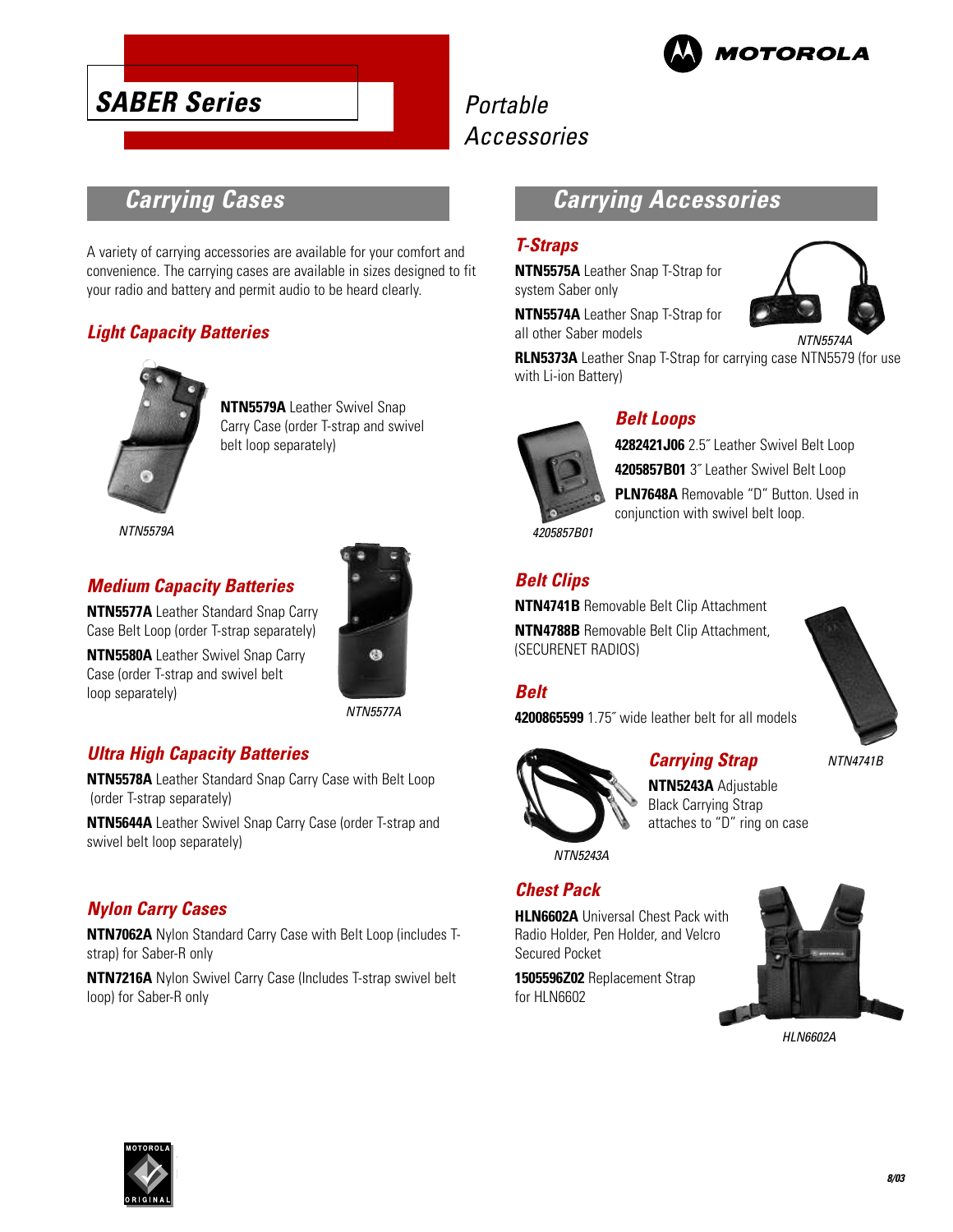# SABER Series

Portable Accessories

## Carrying Cases

A variety of carrying accessories are available for your comfort and convenience. The carrying cases are available in sizes designed to fit your radio and battery and permit audio to be heard clearly.

### Light Capacity Batteries

**NTN5579A** Leather Swivel Snap Carry Case (order T-strap and swivel belt loop separately)

NTN5579A

### Medium Capacity Batteries

**NTN5577A** Leather Standard Snap Carry Case Belt Loop (order T-strap separately)

**NTN5580A** Leather Swivel Snap Carry Case (order T-strap and swivel belt loop separately)

NTN5577A

### Ultra High Capacity Batteries

**NTN5578A** Leather Standard Snap Carry Case with Belt Loop (order T-strap separately)

**NTN5644A** Leather Swivel Snap Carry Case (order T-strap and swivel belt loop separately)

### Nylon Carry Cases

**NTN7062A** Nylon Standard Carry Case with Belt Loop (includes T-strap) for Saber-R only

**NTN7216A** Nylon Swivel Carry Case (Includes T-strap swivel belt loop) for Saber-R only

## Carrying Accessories

### T-Straps

**NTN5575A** Leather Snap T-Strap for system Saber only

**NTN5574A** Leather Snap T-Strap for all other Saber models

NTN5574A

**RLN5373A** Leather Snap T-Strap for carrying case NTN5579 (for use with Li-ion Battery)

### Belt Loops

**4282421J06** 2.5˝ Leather Swivel Belt Loop

**4205857B01** 3˝ Leather Swivel Belt Loop

**PLN7648A** Removable "D" Button. Used in conjunction with swivel belt loop.

4205857B01

### Belt Clips

**NTN4741B** Removable Belt Clip Attachment

**NTN4788B** Removable Belt Clip Attachment, (SECURENET RADIOS)

NTN4741B

### Belt

**4200865599** 1.75˝ wide leather belt for all models

### Carrying Strap

**NTN5243A** Adjustable Black Carrying Strap attaches to "D" ring on case

NTN5243A

### Chest Pack

**HLN6602A** Universal Chest Pack with Radio Holder, Pen Holder, and Velcro Secured Pocket

**1505596Z02** Replacement Strap for HLN6602

HLN6602A

8/03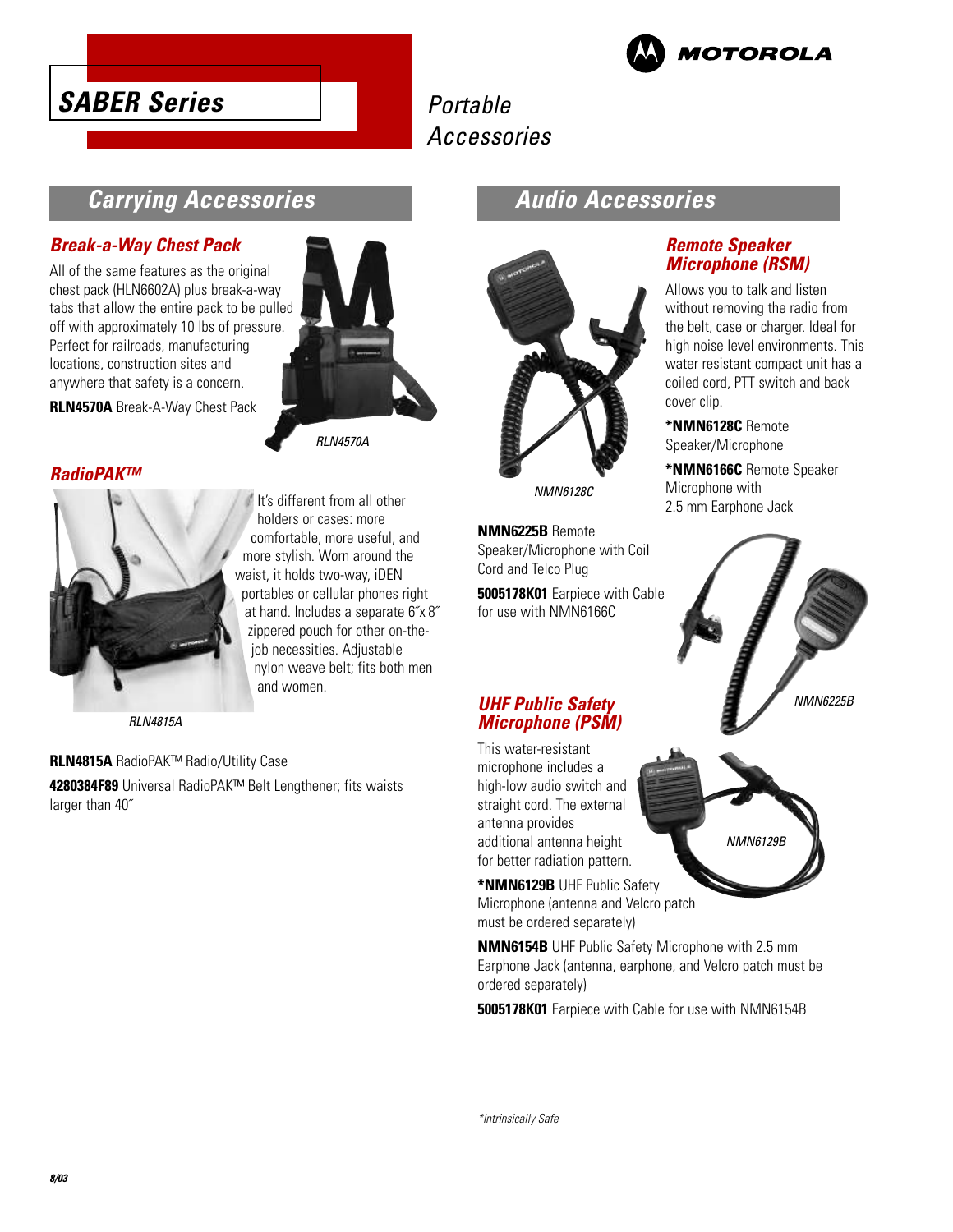# SABER Series

Portable Accessories

MOTOROLA

## Carrying Accessories

### Break-a-Way Chest Pack

All of the same features as the original chest pack (HLN6602A) plus break-a-way tabs that allow the entire pack to be pulled off with approximately 10 lbs of pressure. Perfect for railroads, manufacturing locations, construction sites and anywhere that safety is a concern.

**RLN4570A** Break-A-Way Chest Pack

*RLN4570A*

### RadioPAK™

It's different from all other holders or cases: more comfortable, more useful, and more stylish. Worn around the waist, it holds two-way, iDEN portables or cellular phones right at hand. Includes a separate 6″x 8″ zippered pouch for other on-the-job necessities. Adjustable nylon weave belt; fits both men and women.

*RLN4815A*

**RLN4815A** RadioPAK™ Radio/Utility Case

**4280384F89** Universal RadioPAK™ Belt Lengthener; fits waists larger than 40″

## Audio Accessories

### Remote Speaker Microphone (RSM)

Allows you to talk and listen without removing the radio from the belt, case or charger. Ideal for high noise level environments. This water resistant compact unit has a coiled cord, PTT switch and back cover clip.

***NMN6128C** Remote Speaker/Microphone

***NMN6166C** Remote Speaker Microphone with 2.5 mm Earphone Jack

*NMN6128C*

**NMN6225B** Remote Speaker/Microphone with Coil Cord and Telco Plug

**5005178K01** Earpiece with Cable for use with NMN6166C

*NMN6225B*

### UHF Public Safety Microphone (PSM)

This water-resistant microphone includes a high-low audio switch and straight cord. The external antenna provides additional antenna height for better radiation pattern.

*NMN6129B*

***NMN6129B** UHF Public Safety Microphone (antenna and Velcro patch must be ordered separately)

**NMN6154B** UHF Public Safety Microphone with 2.5 mm Earphone Jack (antenna, earphone, and Velcro patch must be ordered separately)

**5005178K01** Earpiece with Cable for use with NMN6154B

*\*Intrinsically Safe*

8/03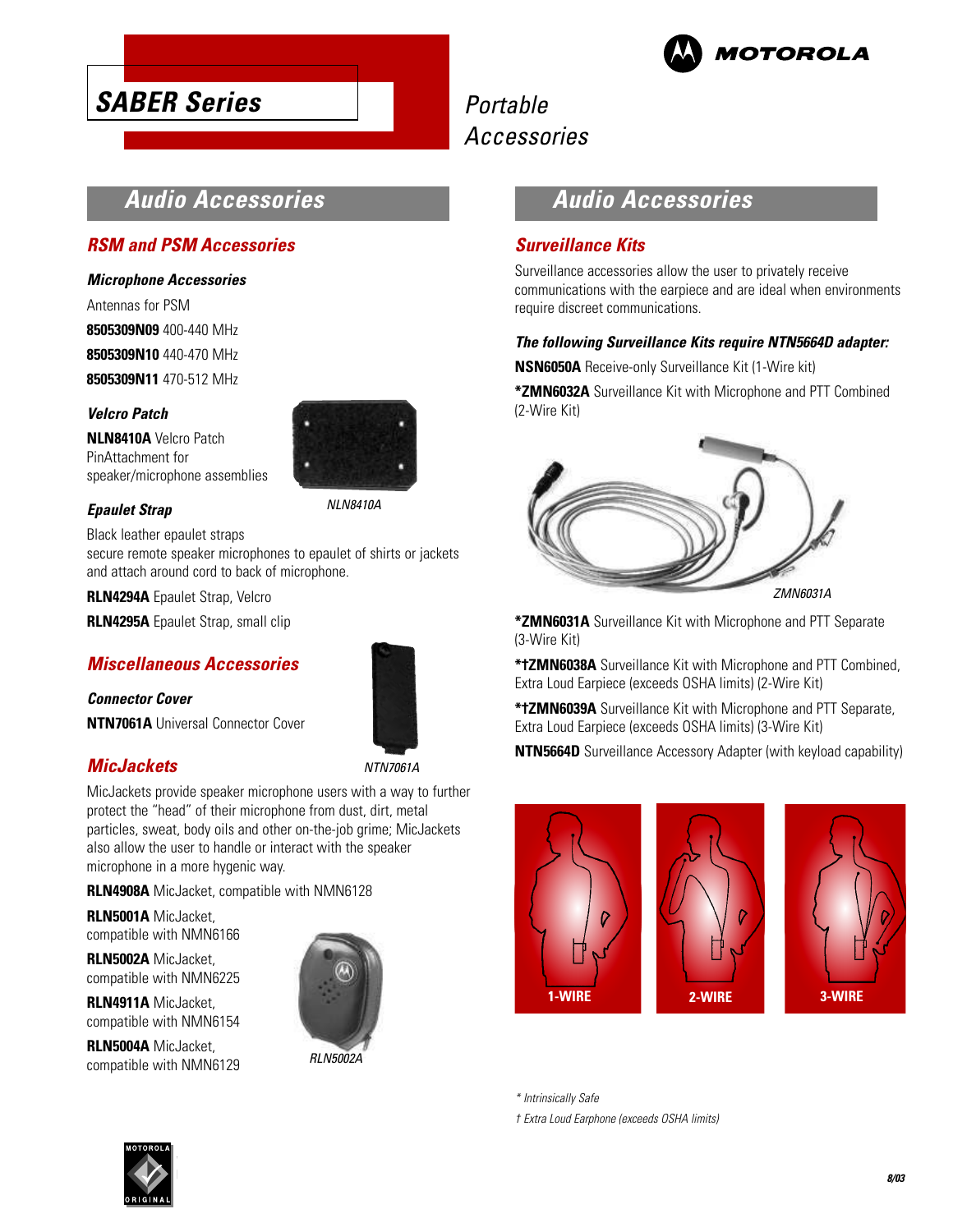# SABER Series

## Portable Accessories

## Audio Accessories

### RSM and PSM Accessories

#### Microphone Accessories

Antennas for PSM

**8505309N09** 400-440 MHz

**8505309N10** 440-470 MHz

**8505309N11** 470-512 MHz

#### Velcro Patch

**NLN8410A** Velcro Patch PinAttachment for speaker/microphone assemblies

*NLN8410A*

#### Epaulet Strap

Black leather epaulet straps secure remote speaker microphones to epaulet of shirts or jackets and attach around cord to back of microphone.

**RLN4294A** Epaulet Strap, Velcro

**RLN4295A** Epaulet Strap, small clip

### Miscellaneous Accessories

#### Connector Cover

**NTN7061A** Universal Connector Cover

*NTN7061A*

### MicJackets

MicJackets provide speaker microphone users with a way to further protect the "head" of their microphone from dust, dirt, metal particles, sweat, body oils and other on-the-job grime; MicJackets also allow the user to handle or interact with the speaker microphone in a more hygenic way.

**RLN4908A** MicJacket, compatible with NMN6128

**RLN5001A** MicJacket, compatible with NMN6166

**RLN5002A** MicJacket, compatible with NMN6225

**RLN4911A** MicJacket, compatible with NMN6154

**RLN5004A** MicJacket, compatible with NMN6129

*RLN5002A*

## Audio Accessories

### Surveillance Kits

Surveillance accessories allow the user to privately receive communications with the earpiece and are ideal when environments require discreet communications.

***The following Surveillance Kits require NTN5664D adapter:***

**NSN6050A** Receive-only Surveillance Kit (1-Wire kit)

***ZMN6032A** Surveillance Kit with Microphone and PTT Combined (2-Wire Kit)

*ZMN6031A*

***ZMN6031A** Surveillance Kit with Microphone and PTT Separate (3-Wire Kit)

***†ZMN6038A** Surveillance Kit with Microphone and PTT Combined, Extra Loud Earpiece (exceeds OSHA limits) (2-Wire Kit)

***†ZMN6039A** Surveillance Kit with Microphone and PTT Separate, Extra Loud Earpiece (exceeds OSHA limits) (3-Wire Kit)

**NTN5664D** Surveillance Accessory Adapter (with keyload capability)

1-WIRE | 2-WIRE | 3-WIRE

*\* Intrinsically Safe*

*† Extra Loud Earphone (exceeds OSHA limits)*

8/03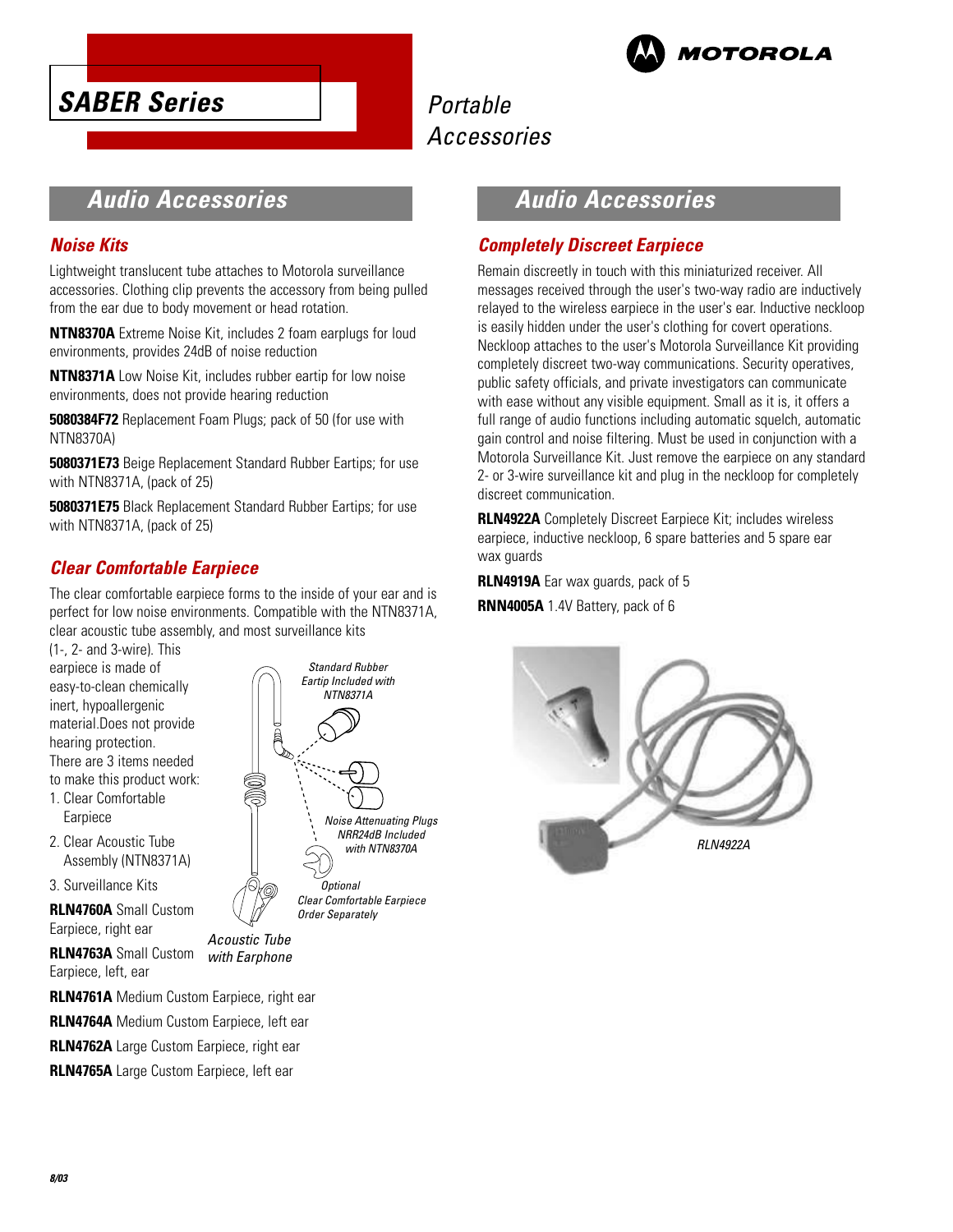# SABER Series

*Portable Accessories*

## Audio Accessories

### Noise Kits

Lightweight translucent tube attaches to Motorola surveillance accessories. Clothing clip prevents the accessory from being pulled from the ear due to body movement or head rotation.

**NTN8370A** Extreme Noise Kit, includes 2 foam earplugs for loud environments, provides 24dB of noise reduction

**NTN8371A** Low Noise Kit, includes rubber eartip for low noise environments, does not provide hearing reduction

**5080384F72** Replacement Foam Plugs; pack of 50 (for use with NTN8370A)

**5080371E73** Beige Replacement Standard Rubber Eartips; for use with NTN8371A, (pack of 25)

**5080371E75** Black Replacement Standard Rubber Eartips; for use with NTN8371A, (pack of 25)

### Clear Comfortable Earpiece

The clear comfortable earpiece forms to the inside of your ear and is perfect for low noise environments. Compatible with the NTN8371A, clear acoustic tube assembly, and most surveillance kits (1-, 2- and 3-wire). This earpiece is made of easy-to-clean chemically inert, hypoallergenic material.Does not provide hearing protection. There are 3 items needed to make this product work:

1. Clear Comfortable Earpiece
2. Clear Acoustic Tube Assembly (NTN8371A)
3. Surveillance Kits

*Standard Rubber Eartip Included with NTN8371A*

*Noise Attenuating Plugs NRR24dB Included with NTN8370A*

*Optional Clear Comfortable Earpiece Order Separately*

*Acoustic Tube with Earphone*

**RLN4760A** Small Custom Earpiece, right ear

**RLN4763A** Small Custom Earpiece, left, ear

**RLN4761A** Medium Custom Earpiece, right ear

**RLN4764A** Medium Custom Earpiece, left ear

**RLN4762A** Large Custom Earpiece, right ear

**RLN4765A** Large Custom Earpiece, left ear

## Audio Accessories

### Completely Discreet Earpiece

Remain discreetly in touch with this miniaturized receiver. All messages received through the user's two-way radio are inductively relayed to the wireless earpiece in the user's ear. Inductive neckloop is easily hidden under the user's clothing for covert operations. Neckloop attaches to the user's Motorola Surveillance Kit providing completely discreet two-way communications. Security operatives, public safety officials, and private investigators can communicate with ease without any visible equipment. Small as it is, it offers a full range of audio functions including automatic squelch, automatic gain control and noise filtering. Must be used in conjunction with a Motorola Surveillance Kit. Just remove the earpiece on any standard 2- or 3-wire surveillance kit and plug in the neckloop for completely discreet communication.

**RLN4922A** Completely Discreet Earpiece Kit; includes wireless earpiece, inductive neckloop, 6 spare batteries and 5 spare ear wax guards

**RLN4919A** Ear wax guards, pack of 5

**RNN4005A** 1.4V Battery, pack of 6

*RLN4922A*

8/03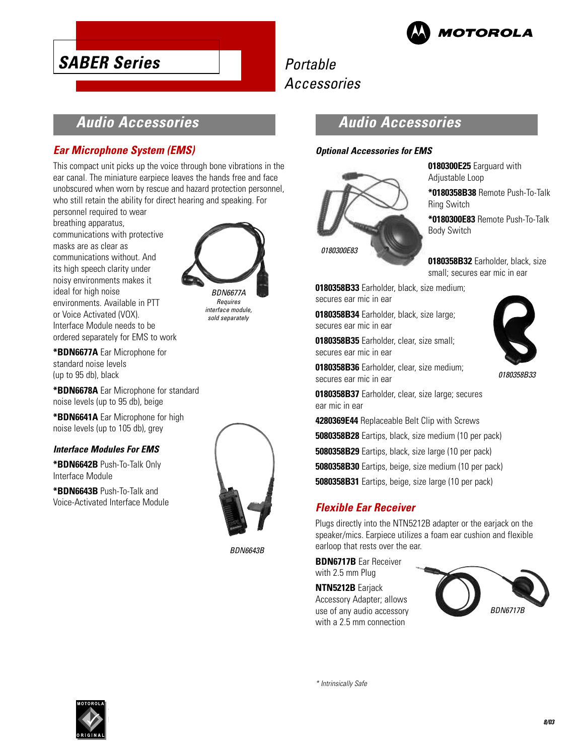# SABER Series

*Portable Accessories*

## Audio Accessories

### Ear Microphone System (EMS)

This compact unit picks up the voice through bone vibrations in the ear canal. The miniature earpiece leaves the hands free and face unobscured when worn by rescue and hazard protection personnel, who still retain the ability for direct hearing and speaking. For personnel required to wear breathing apparatus, communications with protective masks are as clear as communications without. And its high speech clarity under noisy environments makes it ideal for high noise environments. Available in PTT or Voice Activated (VOX). Interface Module needs to be ordered separately for EMS to work

*BDN6677A*
*Requires interface module, sold separately*

**\*BDN6677A** Ear Microphone for standard noise levels (up to 95 db), black

**\*BDN6678A** Ear Microphone for standard noise levels (up to 95 db), beige

**\*BDN6641A** Ear Microphone for high noise levels (up to 105 db), grey

#### Interface Modules For EMS

**\*BDN6642B** Push-To-Talk Only Interface Module

**\*BDN6643B** Push-To-Talk and Voice-Activated Interface Module

*BDN6643B*

## Audio Accessories

#### Optional Accessories for EMS

*0180300E83*

**0180300E25** Earguard with Adjustable Loop

**\*0180358B38** Remote Push-To-Talk Ring Switch

**\*0180300E83** Remote Push-To-Talk Body Switch

**0180358B32** Earholder, black, size small; secures ear mic in ear

**0180358B33** Earholder, black, size medium; secures ear mic in ear

**0180358B34** Earholder, black, size large; secures ear mic in ear

**0180358B35** Earholder, clear, size small; secures ear mic in ear

**0180358B36** Earholder, clear, size medium; secures ear mic in ear

**0180358B37** Earholder, clear, size large; secures ear mic in ear

*0180358B33*

**4280369E44** Replaceable Belt Clip with Screws

**5080358B28** Eartips, black, size medium (10 per pack)

**5080358B29** Eartips, black, size large (10 per pack)

**5080358B30** Eartips, beige, size medium (10 per pack)

**5080358B31** Eartips, beige, size large (10 per pack)

### Flexible Ear Receiver

Plugs directly into the NTN5212B adapter or the earjack on the speaker/mics. Earpiece utilizes a foam ear cushion and flexible earloop that rests over the ear.

**BDN6717B** Ear Receiver with 2.5 mm Plug

**NTN5212B** Earjack Accessory Adapter; allows use of any audio accessory with a 2.5 mm connection

*BDN6717B*

\* Intrinsically Safe

8/03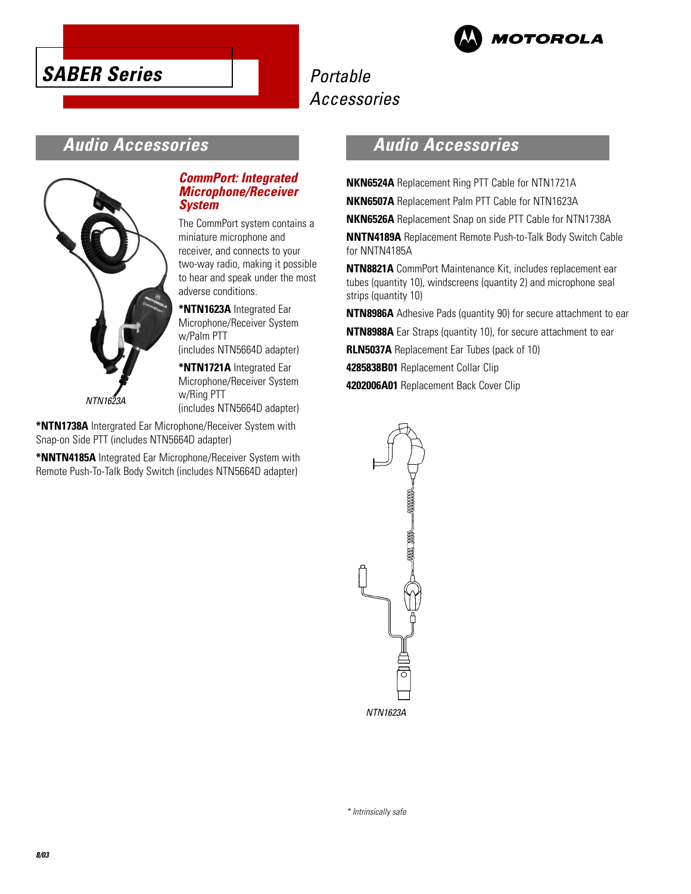# SABER Series

Portable Accessories

## Audio Accessories

### CommPort: Integrated Microphone/Receiver System

The CommPort system contains a miniature microphone and receiver, and connects to your two-way radio, making it possible to hear and speak under the most adverse conditions.

**\*NTN1623A** Integrated Ear Microphone/Receiver System w/Palm PTT (includes NTN5664D adapter)

**\*NTN1721A** Integrated Ear Microphone/Receiver System w/Ring PTT (includes NTN5664D adapter)

*NTN1623A*

**\*NTN1738A** Intergrated Ear Microphone/Receiver System with Snap-on Side PTT (includes NTN5664D adapter)

**\*NNTN4185A** Integrated Ear Microphone/Receiver System with Remote Push-To-Talk Body Switch (includes NTN5664D adapter)

## Audio Accessories

**NKN6524A** Replacement Ring PTT Cable for NTN1721A

**NKN6507A** Replacement Palm PTT Cable for NTN1623A

**NKN6526A** Replacement Snap on side PTT Cable for NTN1738A

**NNTN4189A** Replacement Remote Push-to-Talk Body Switch Cable for NNTN4185A

**NTN8821A** CommPort Maintenance Kit, includes replacement ear tubes (quantity 10), windscreens (quantity 2) and microphone seal strips (quantity 10)

**NTN8986A** Adhesive Pads (quantity 90) for secure attachment to ear

**NTN8988A** Ear Straps (quantity 10), for secure attachment to ear

**RLN5037A** Replacement Ear Tubes (pack of 10)

**4285838B01** Replacement Collar Clip

**4202006A01** Replacement Back Cover Clip

*NTN1623A*

*\* Intrinsically safe*

8/03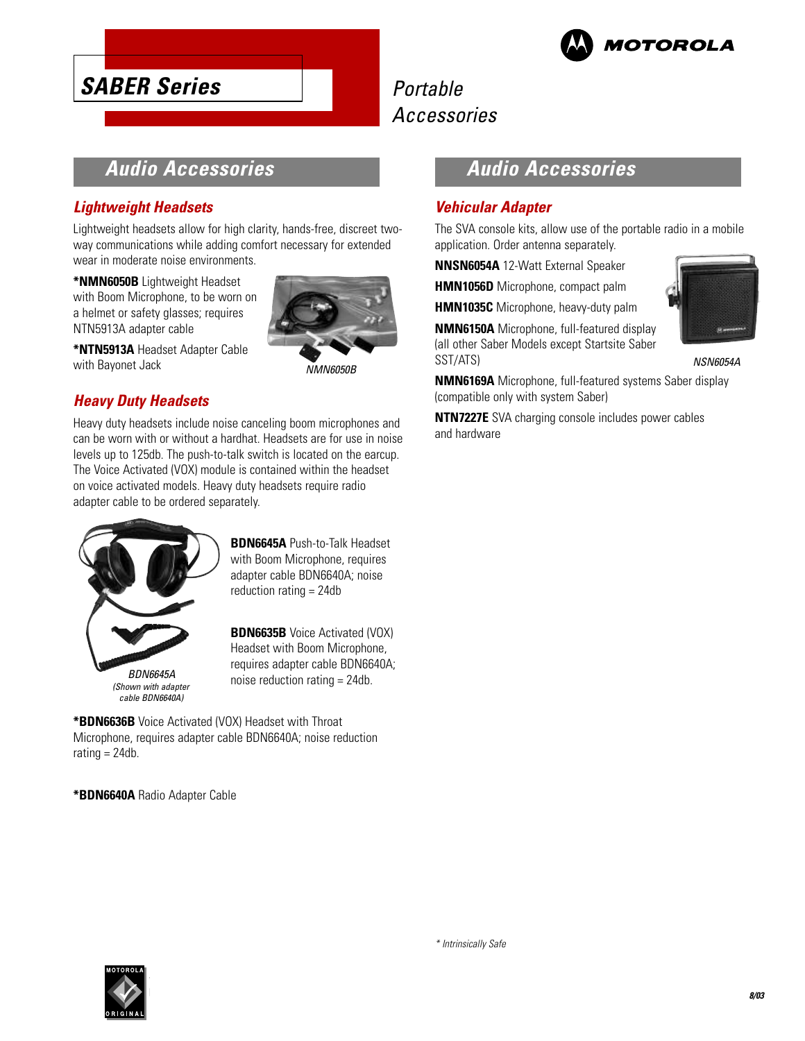# SABER Series

Portable Accessories

## Audio Accessories

### Lightweight Headsets

Lightweight headsets allow for high clarity, hands-free, discreet two-way communications while adding comfort necessary for extended wear in moderate noise environments.

**\*NMN6050B** Lightweight Headset with Boom Microphone, to be worn on a helmet or safety glasses; requires NTN5913A adapter cable

**\*NTN5913A** Headset Adapter Cable with Bayonet Jack

*NMN6050B*

### Heavy Duty Headsets

Heavy duty headsets include noise canceling boom microphones and can be worn with or without a hardhat. Headsets are for use in noise levels up to 125db. The push-to-talk switch is located on the earcup. The Voice Activated (VOX) module is contained within the headset on voice activated models. Heavy duty headsets require radio adapter cable to be ordered separately.

*BDN6645A (Shown with adapter cable BDN6640A)*

**BDN6645A** Push-to-Talk Headset with Boom Microphone, requires adapter cable BDN6640A; noise reduction rating = 24db

**BDN6635B** Voice Activated (VOX) Headset with Boom Microphone, requires adapter cable BDN6640A; noise reduction rating = 24db.

**\*BDN6636B** Voice Activated (VOX) Headset with Throat Microphone, requires adapter cable BDN6640A; noise reduction rating = 24db.

**\*BDN6640A** Radio Adapter Cable

## Audio Accessories

### Vehicular Adapter

The SVA console kits, allow use of the portable radio in a mobile application. Order antenna separately.

**NNSN6054A** 12-Watt External Speaker

**HMN1056D** Microphone, compact palm

**HMN1035C** Microphone, heavy-duty palm

**NMN6150A** Microphone, full-featured display (all other Saber Models except Startsite Saber SST/ATS)

*NSN6054A*

**NMN6169A** Microphone, full-featured systems Saber display (compatible only with system Saber)

**NTN7227E** SVA charging console includes power cables and hardware

*\* Intrinsically Safe*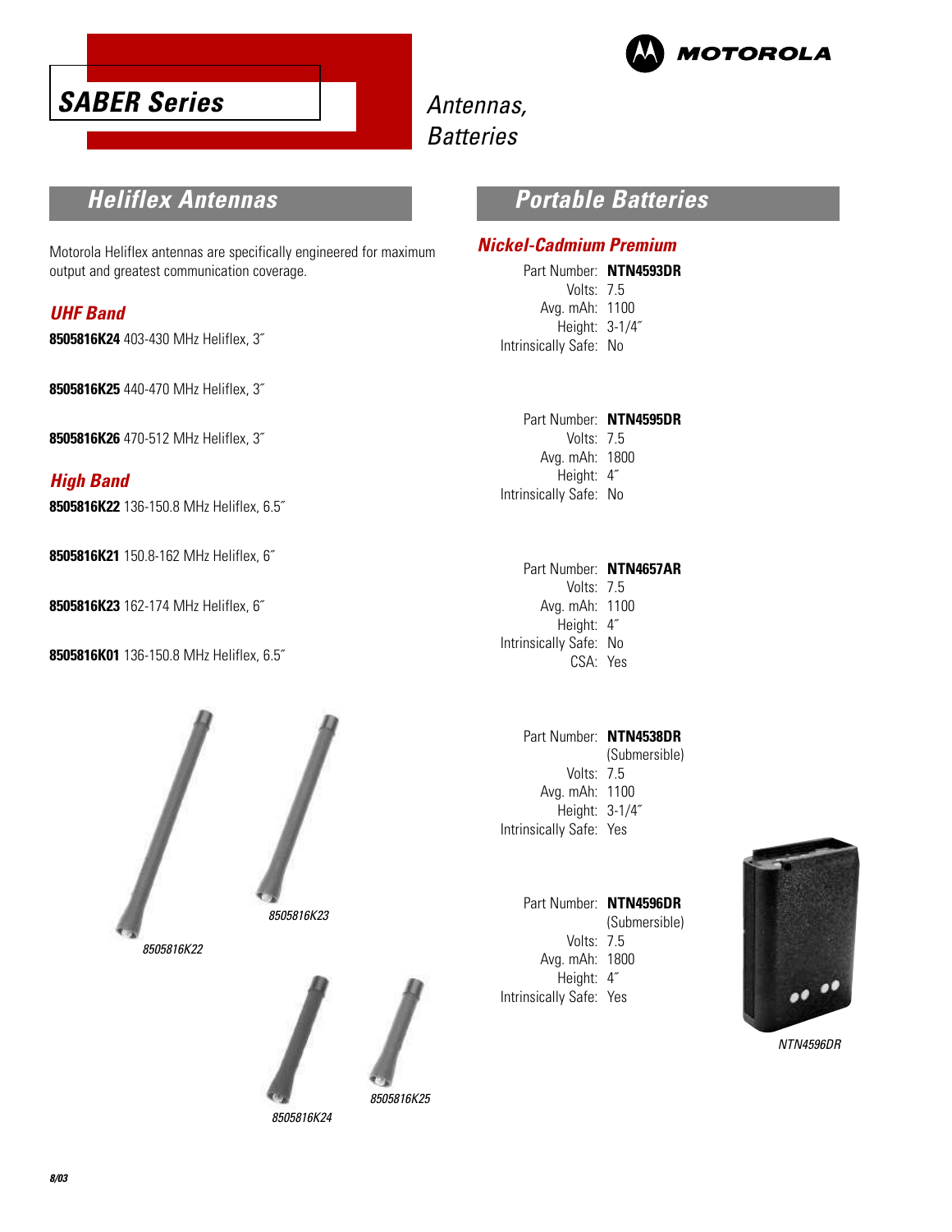# SABER Series

*Antennas, Batteries*

## Heliflex Antennas

Motorola Heliflex antennas are specifically engineered for maximum output and greatest communication coverage.

### UHF Band

**8505816K24** 403-430 MHz Heliflex, 3″

**8505816K25** 440-470 MHz Heliflex, 3″

**8505816K26** 470-512 MHz Heliflex, 3″

### High Band

**8505816K22** 136-150.8 MHz Heliflex, 6.5″

**8505816K21** 150.8-162 MHz Heliflex, 6″

**8505816K23** 162-174 MHz Heliflex, 6″

**8505816K01** 136-150.8 MHz Heliflex, 6.5″

*8505816K22*

*8505816K23*

*8505816K24*

*8505816K25*

## Portable Batteries

### Nickel-Cadmium Premium

Part Number: **NTN4593DR**
Volts: 7.5
Avg. mAh: 1100
Height: 3-1/4″
Intrinsically Safe: No

Part Number: **NTN4595DR**
Volts: 7.5
Avg. mAh: 1800
Height: 4″
Intrinsically Safe: No

Part Number: **NTN4657AR**
Volts: 7.5
Avg. mAh: 1100
Height: 4″
Intrinsically Safe: No
CSA: Yes

Part Number: **NTN4538DR** (Submersible)
Volts: 7.5
Avg. mAh: 1100
Height: 3-1/4″
Intrinsically Safe: Yes

Part Number: **NTN4596DR** (Submersible)
Volts: 7.5
Avg. mAh: 1800
Height: 4″
Intrinsically Safe: Yes

*NTN4596DR*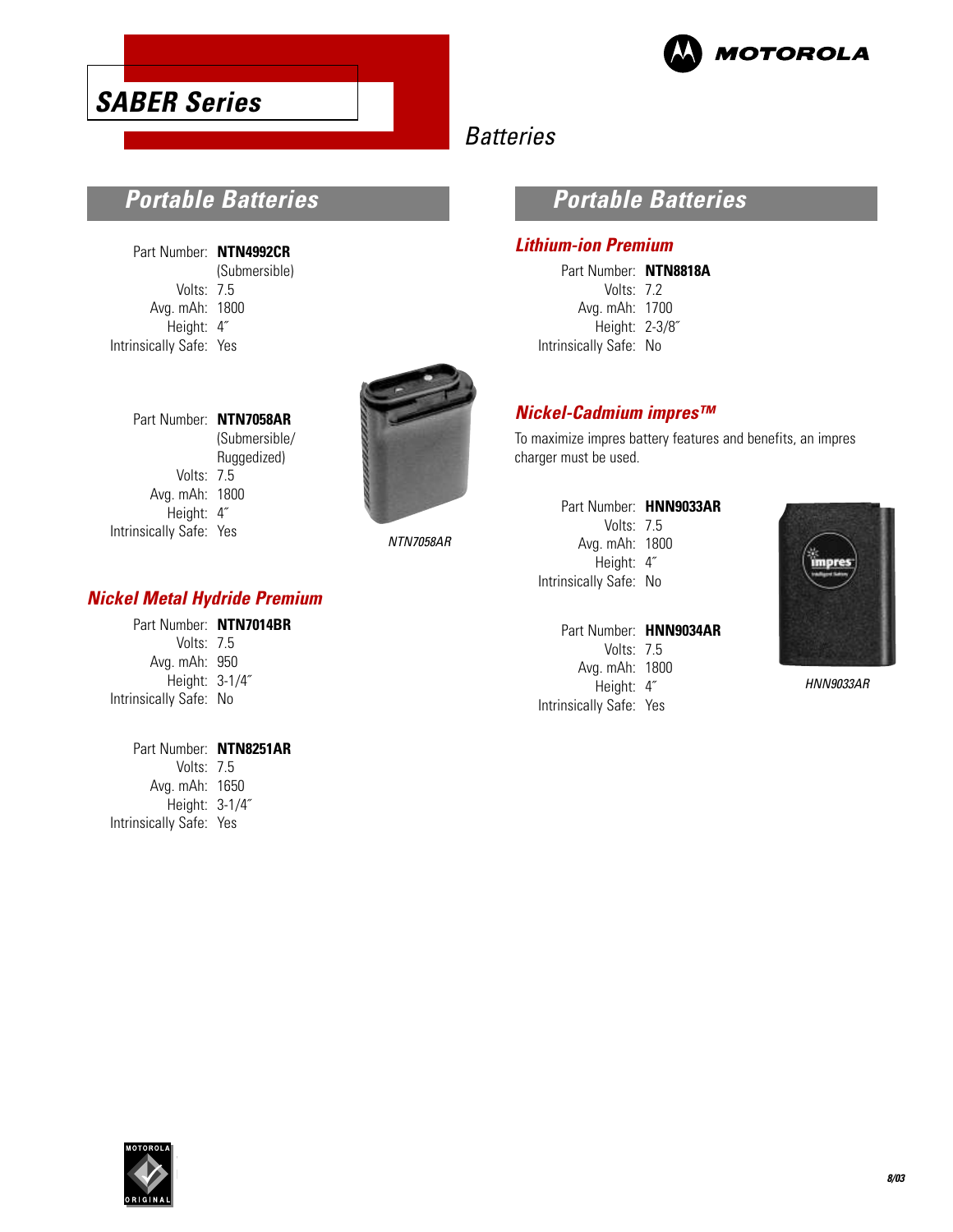# SABER Series

## Batteries

## Portable Batteries

Part Number: **NTN4992CR** (Submersible)
Volts: 7.5
Avg. mAh: 1800
Height: 4″
Intrinsically Safe: Yes

Part Number: **NTN7058AR** (Submersible/ Ruggedized)
Volts: 7.5
Avg. mAh: 1800
Height: 4″
Intrinsically Safe: Yes

*NTN7058AR*

### Nickel Metal Hydride Premium

Part Number: **NTN7014BR**
Volts: 7.5
Avg. mAh: 950
Height: 3-1/4″
Intrinsically Safe: No

Part Number: **NTN8251AR**
Volts: 7.5
Avg. mAh: 1650
Height: 3-1/4″
Intrinsically Safe: Yes

## Portable Batteries

### Lithium-ion Premium

Part Number: **NTN8818A**
Volts: 7.2
Avg. mAh: 1700
Height: 2-3/8″
Intrinsically Safe: No

### Nickel-Cadmium impres™

To maximize impres battery features and benefits, an impres charger must be used.

Part Number: **HNN9033AR**
Volts: 7.5
Avg. mAh: 1800
Height: 4″
Intrinsically Safe: No

Part Number: **HNN9034AR**
Volts: 7.5
Avg. mAh: 1800
Height: 4″
Intrinsically Safe: Yes

*HNN9033AR*

8/03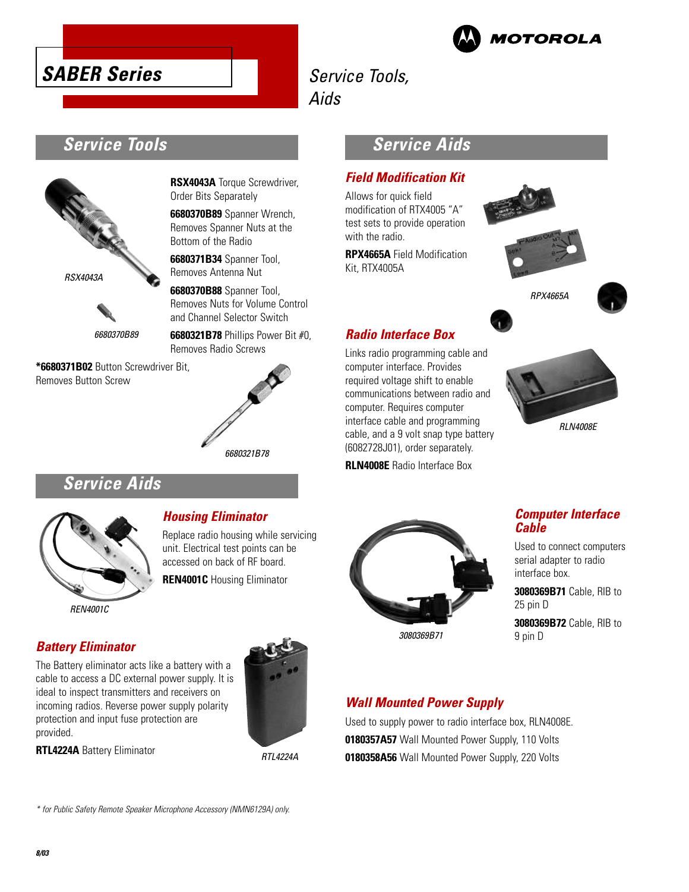# SABER Series

Service Tools, Aids

## Service Tools

**RSX4043A** Torque Screwdriver, Order Bits Separately

**6680370B89** Spanner Wrench, Removes Spanner Nuts at the Bottom of the Radio

**6680371B34** Spanner Tool, Removes Antenna Nut

**6680370B88** Spanner Tool, Removes Nuts for Volume Control and Channel Selector Switch

**6680321B78** Phillips Power Bit #0, Removes Radio Screws

***6680371B02** Button Screwdriver Bit, Removes Button Screw

RSX4043A

6680370B89

6680321B78

## Service Aids

### Housing Eliminator

Replace radio housing while servicing unit. Electrical test points can be accessed on back of RF board.

**REN4001C** Housing Eliminator

REN4001C

### Battery Eliminator

The Battery eliminator acts like a battery with a cable to access a DC external power supply. It is ideal to inspect transmitters and receivers on incoming radios. Reverse power supply polarity protection and input fuse protection are provided.

**RTL4224A** Battery Eliminator

RTL4224A

## Service Aids

### Field Modification Kit

Allows for quick field modification of RTX4005 "A" test sets to provide operation with the radio.

**RPX4665A** Field Modification Kit, RTX4005A

RPX4665A

### Radio Interface Box

Links radio programming cable and computer interface. Provides required voltage shift to enable communications between radio and computer. Requires computer interface cable and programming cable, and a 9 volt snap type battery (6082728J01), order separately.

**RLN4008E** Radio Interface Box

RLN4008E

### Computer Interface Cable

Used to connect computers serial adapter to radio interface box.

**3080369B71** Cable, RIB to 25 pin D

**3080369B72** Cable, RIB to 9 pin D

3080369B71

### Wall Mounted Power Supply

Used to supply power to radio interface box, RLN4008E.

**0180357A57** Wall Mounted Power Supply, 110 Volts

**0180358A56** Wall Mounted Power Supply, 220 Volts

*\* for Public Safety Remote Speaker Microphone Accessory (NMN6129A) only.*

8/03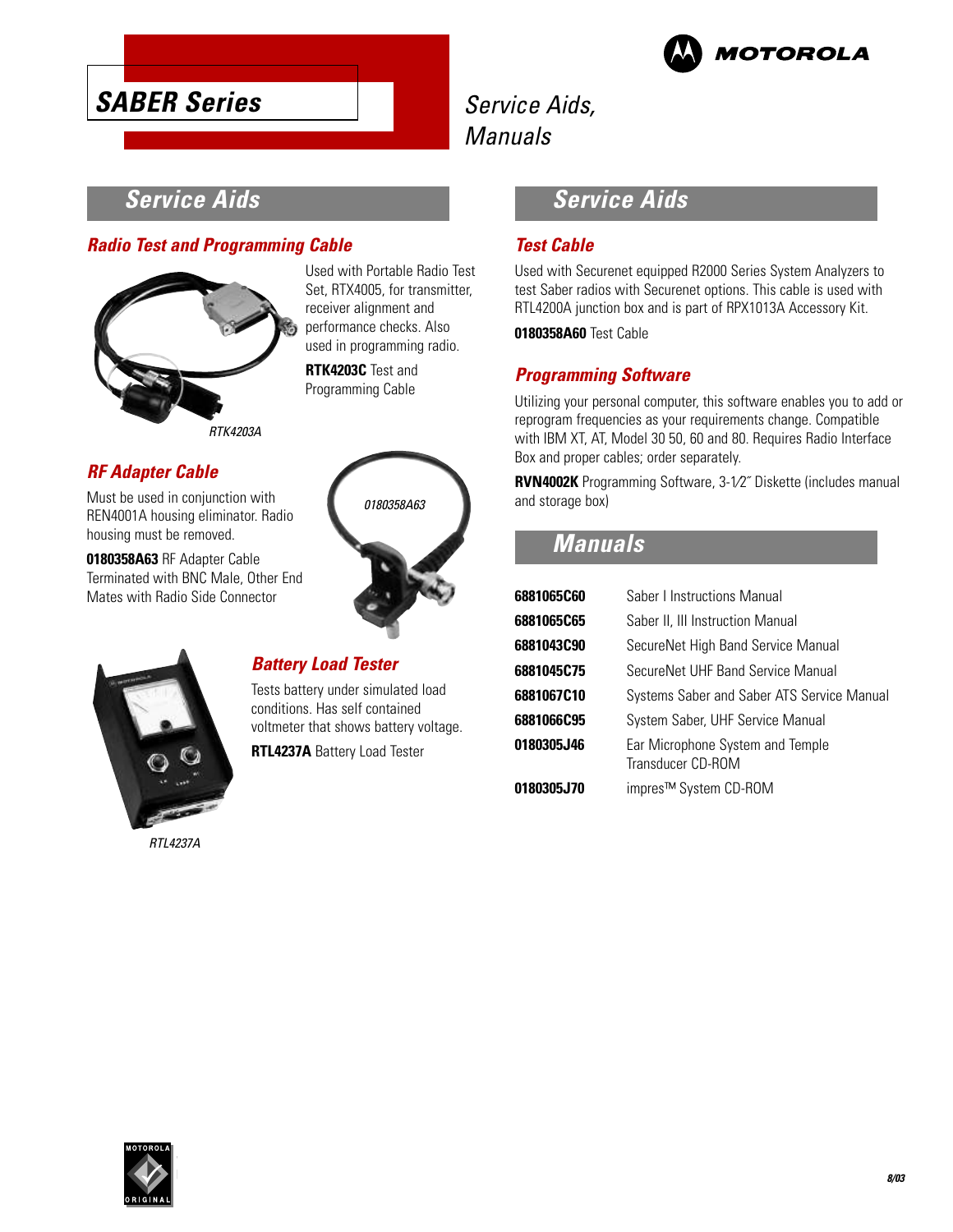# SABER Series

Service Aids, Manuals

## Service Aids

### Radio Test and Programming Cable

Used with Portable Radio Test Set, RTX4005, for transmitter, receiver alignment and performance checks. Also used in programming radio.

**RTK4203C** Test and Programming Cable

RTK4203A

### RF Adapter Cable

Must be used in conjunction with REN4001A housing eliminator. Radio housing must be removed.

**0180358A63** RF Adapter Cable Terminated with BNC Male, Other End Mates with Radio Side Connector

0180358A63

### Battery Load Tester

Tests battery under simulated load conditions. Has self contained voltmeter that shows battery voltage.

**RTL4237A** Battery Load Tester

RTL4237A

## Service Aids

### Test Cable

Used with Securenet equipped R2000 Series System Analyzers to test Saber radios with Securenet options. This cable is used with RTL4200A junction box and is part of RPX1013A Accessory Kit.

**0180358A60** Test Cable

### Programming Software

Utilizing your personal computer, this software enables you to add or reprogram frequencies as your requirements change. Compatible with IBM XT, AT, Model 30 50, 60 and 80. Requires Radio Interface Box and proper cables; order separately.

**RVN4002K** Programming Software, 3-1⁄2˝ Diskette (includes manual and storage box)

## Manuals

| | |
|---|---|
| **6881065C60** | Saber I Instructions Manual |
| **6881065C65** | Saber II, III Instruction Manual |
| **6881043C90** | SecureNet High Band Service Manual |
| **6881045C75** | SecureNet UHF Band Service Manual |
| **6881067C10** | Systems Saber and Saber ATS Service Manual |
| **6881066C95** | System Saber, UHF Service Manual |
| **0180305J46** | Ear Microphone System and Temple Transducer CD-ROM |
| **0180305J70** | impres™ System CD-ROM |

8/03